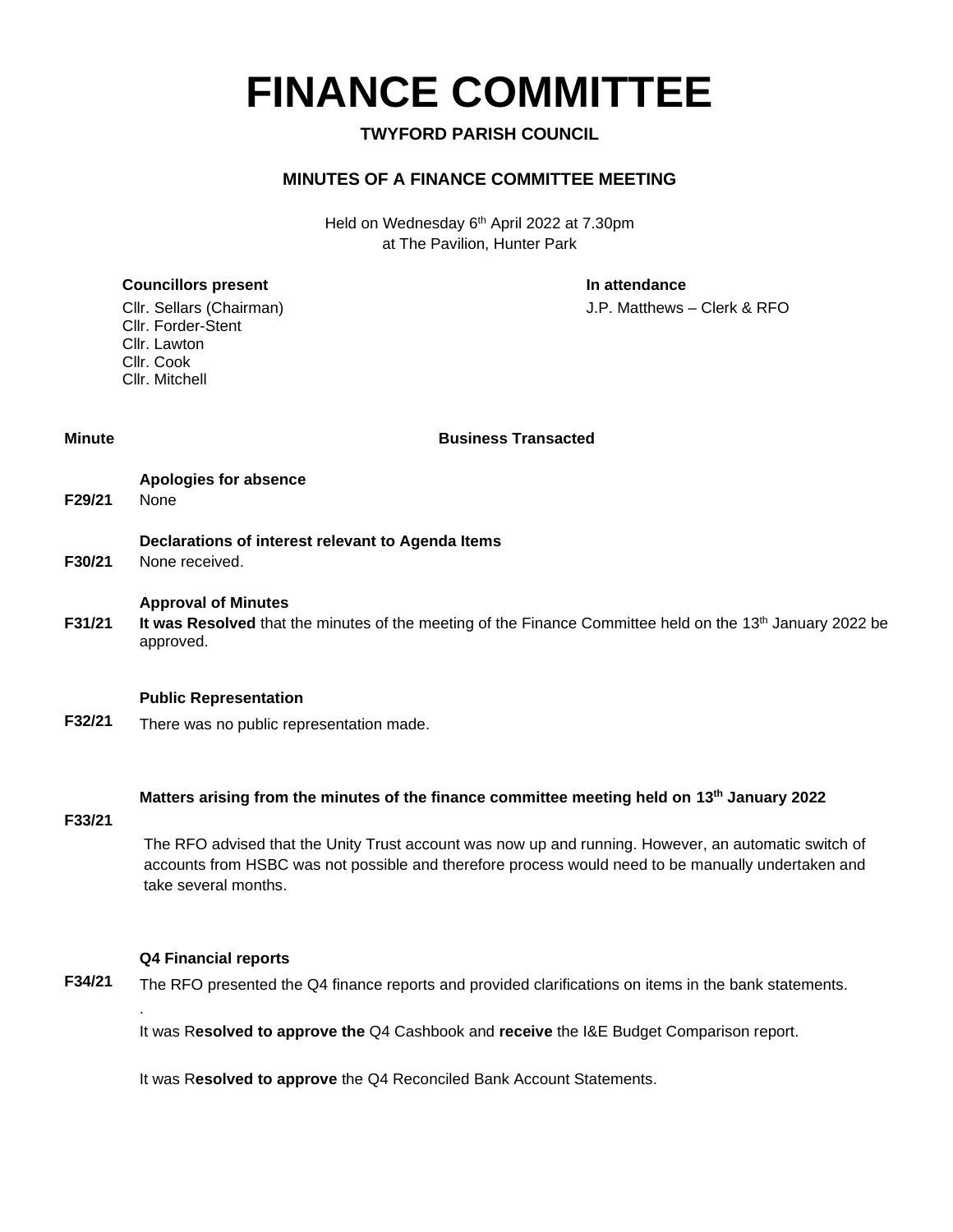# FINANCE COMMITTEE

**TWYFORD PARISH COUNCIL**

**MINUTES OF A FINANCE COMMITTEE MEETING**

Held on Wednesday 6th April 2022 at 7.30pm
at The Pavilion, Hunter Park

**Councillors present**

Cllr. Sellars (Chairman)
Cllr. Forder-Stent
Cllr. Lawton
Cllr. Cook
Cllr. Mitchell

**In attendance**

J.P. Matthews – Clerk & RFO

| Minute | Business Transacted |
|---|---|
| **F29/21** | **Apologies for absence**<br>None |
| **F30/21** | **Declarations of interest relevant to Agenda Items**<br>None received. |
| **F31/21** | **Approval of Minutes**<br>**It was Resolved** that the minutes of the meeting of the Finance Committee held on the 13th January 2022 be approved. |
| **F32/21** | **Public Representation**<br>There was no public representation made. |
| **F33/21** | **Matters arising from the minutes of the finance committee meeting held on 13th January 2022**<br>The RFO advised that the Unity Trust account was now up and running. However, an automatic switch of accounts from HSBC was not possible and therefore process would need to be manually undertaken and take several months. |
| **F34/21** | **Q4 Financial reports**<br>The RFO presented the Q4 finance reports and provided clarifications on items in the bank statements.<br>.<br>It was R**esolved to approve the** Q4 Cashbook and **receive** the I&E Budget Comparison report.<br><br>It was R**esolved to approve** the Q4 Reconciled Bank Account Statements. |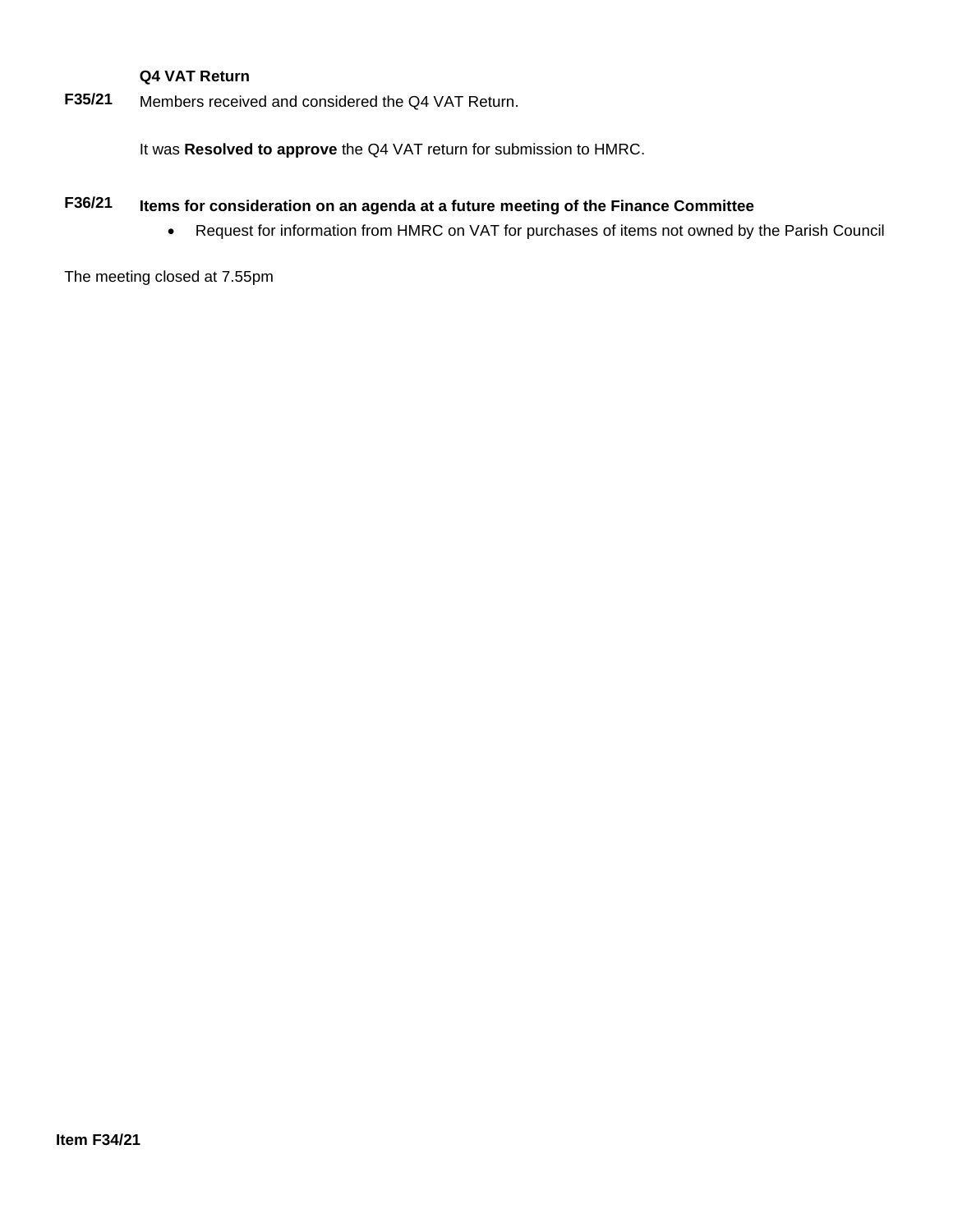**F35/21** **Q4 VAT Return**

Members received and considered the Q4 VAT Return.

It was **Resolved to approve** the Q4 VAT return for submission to HMRC.

**F36/21** **Items for consideration on an agenda at a future meeting of the Finance Committee**

- Request for information from HMRC on VAT for purchases of items not owned by the Parish Council

The meeting closed at 7.55pm

**Item F34/21**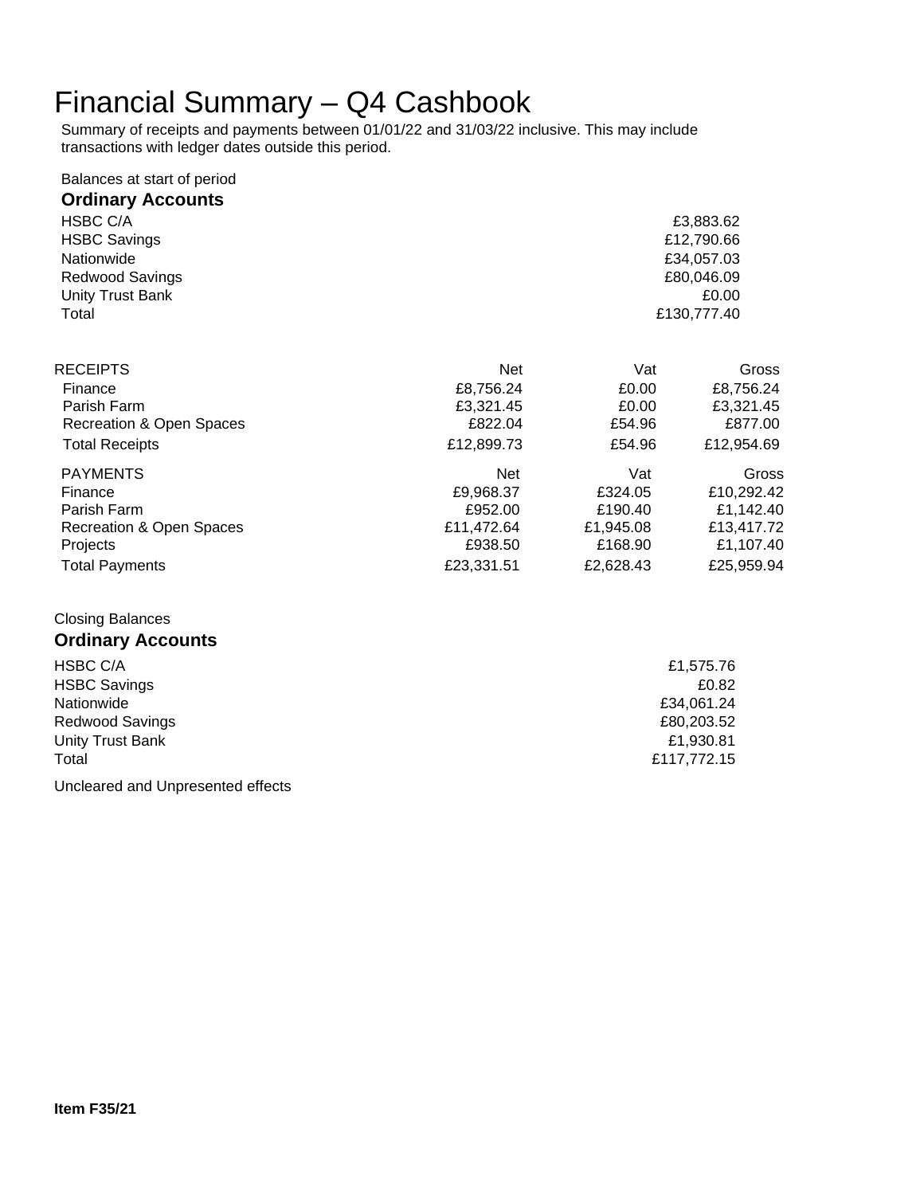# Financial Summary – Q4 Cashbook

Summary of receipts and payments between 01/01/22 and 31/03/22 inclusive. This may include transactions with ledger dates outside this period.

Balances at start of period

### Ordinary Accounts

| | |
|---|---|
| HSBC C/A | £3,883.62 |
| HSBC Savings | £12,790.66 |
| Nationwide | £34,057.03 |
| Redwood Savings | £80,046.09 |
| Unity Trust Bank | £0.00 |
| Total | £130,777.40 |

| RECEIPTS | Net | Vat | Gross |
|---|---|---|---|
| Finance | £8,756.24 | £0.00 | £8,756.24 |
| Parish Farm | £3,321.45 | £0.00 | £3,321.45 |
| Recreation & Open Spaces | £822.04 | £54.96 | £877.00 |
| Total Receipts | £12,899.73 | £54.96 | £12,954.69 |

| PAYMENTS | Net | Vat | Gross |
|---|---|---|---|
| Finance | £9,968.37 | £324.05 | £10,292.42 |
| Parish Farm | £952.00 | £190.40 | £1,142.40 |
| Recreation & Open Spaces | £11,472.64 | £1,945.08 | £13,417.72 |
| Projects | £938.50 | £168.90 | £1,107.40 |
| Total Payments | £23,331.51 | £2,628.43 | £25,959.94 |

Closing Balances

### Ordinary Accounts

| | |
|---|---|
| HSBC C/A | £1,575.76 |
| HSBC Savings | £0.82 |
| Nationwide | £34,061.24 |
| Redwood Savings | £80,203.52 |
| Unity Trust Bank | £1,930.81 |
| Total | £117,772.15 |

Uncleared and Unpresented effects

**Item F35/21**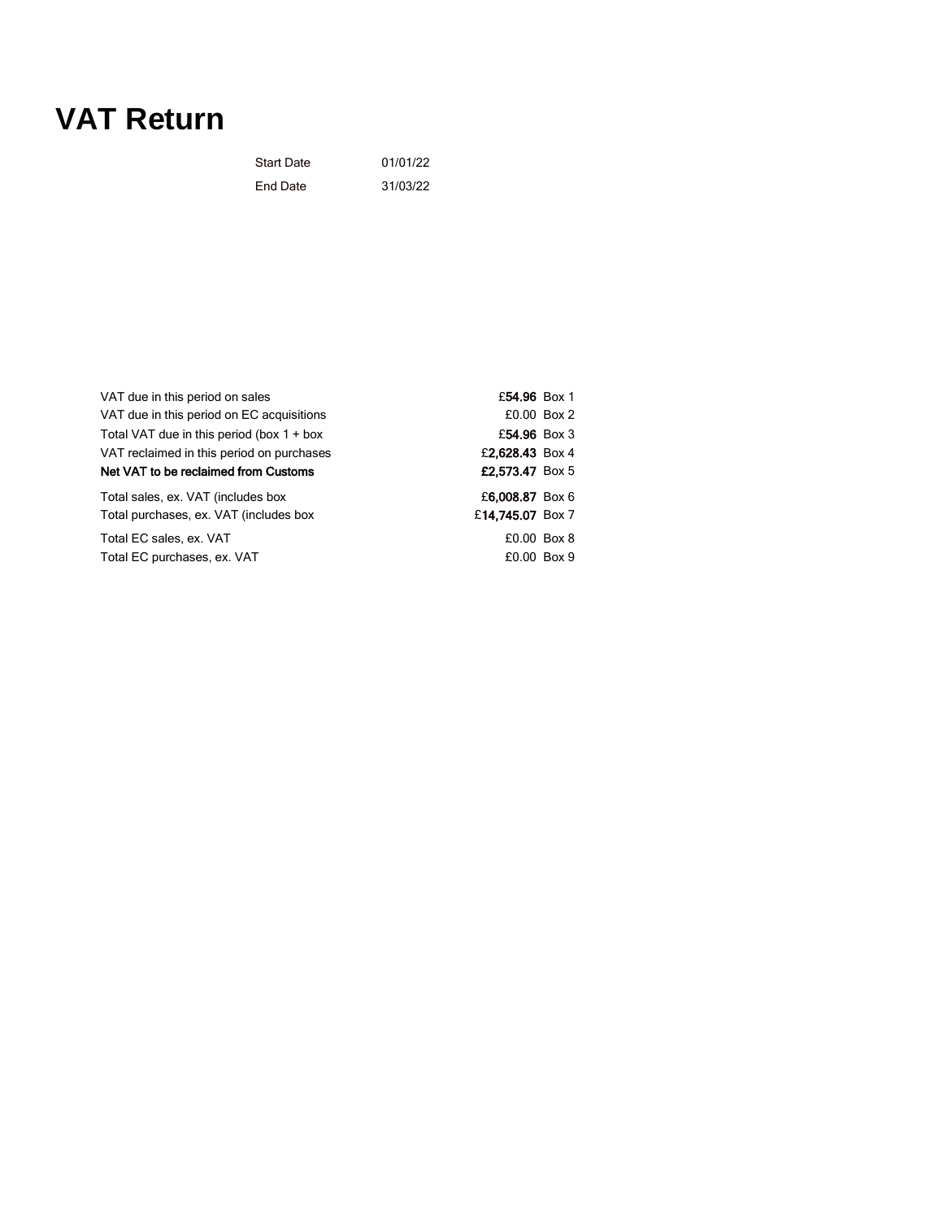# VAT Return

| | |
|---|---|
| Start Date | 01/01/22 |
| End Date | 31/03/22 |

| | | |
|---|---|---|
| VAT due in this period on sales | £**54.96** | Box 1 |
| VAT due in this period on EC acquisitions | £0.00 | Box 2 |
| Total VAT due in this period (box 1 + box | £**54.96** | Box 3 |
| VAT reclaimed in this period on purchases | £**2,628.43** | Box 4 |
| **Net VAT to be reclaimed from Customs** | **£2,573.47** | Box 5 |
| Total sales, ex. VAT (includes box | £**6,008.87** | Box 6 |
| Total purchases, ex. VAT (includes box | £**14,745.07** | Box 7 |
| Total EC sales, ex. VAT | £0.00 | Box 8 |
| Total EC purchases, ex. VAT | £0.00 | Box 9 |